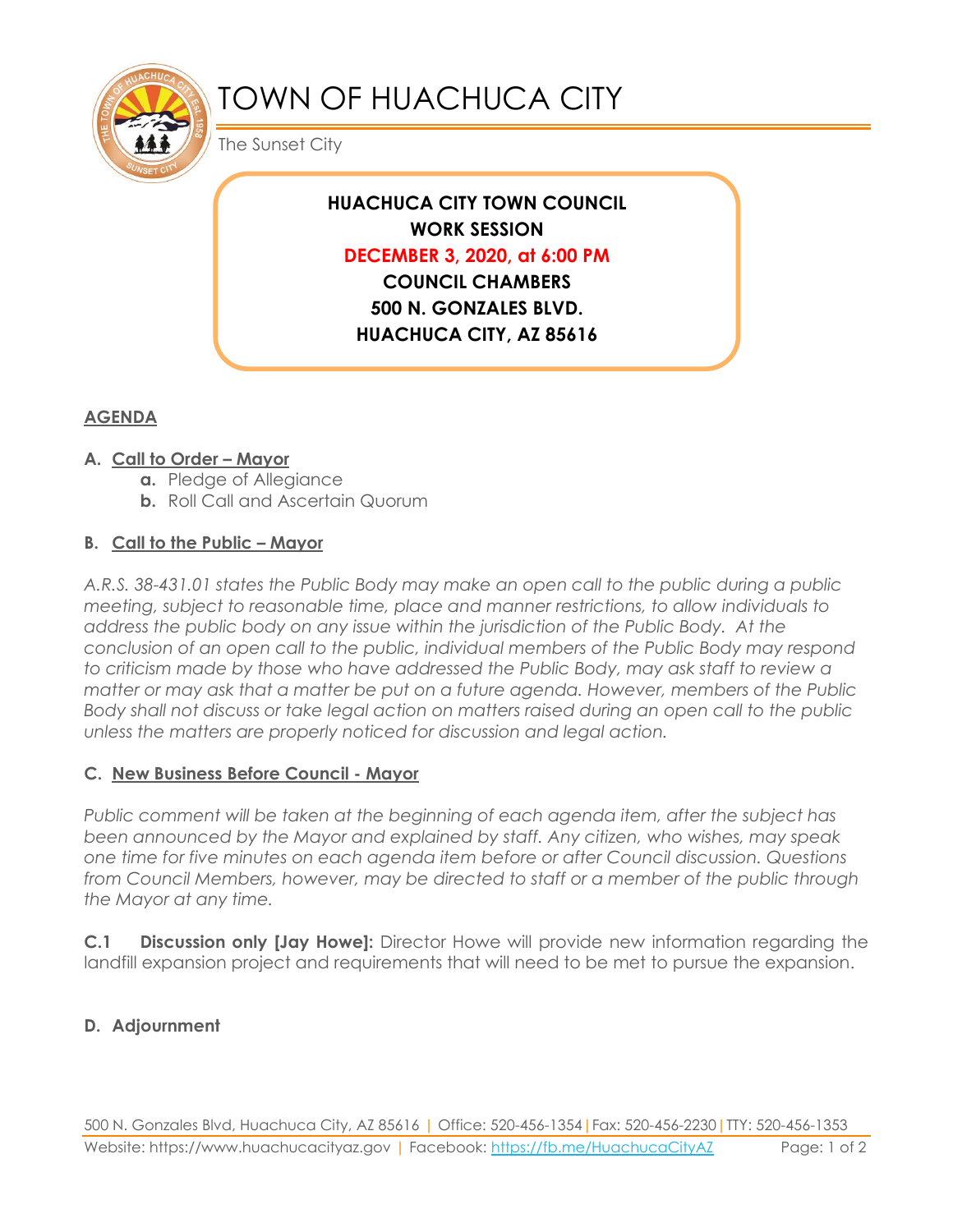# TOWN OF HUACHUCA CITY

The Sunset City

**HUACHUCA CITY TOWN COUNCIL**
**WORK SESSION**
**DECEMBER 3, 2020, at 6:00 PM**
**COUNCIL CHAMBERS**
**500 N. GONZALES BLVD.**
**HUACHUCA CITY, AZ 85616**

## AGENDA

### A. Call to Order – Mayor

- **a.** Pledge of Allegiance
- **b.** Roll Call and Ascertain Quorum

### B. Call to the Public – Mayor

*A.R.S. 38-431.01 states the Public Body may make an open call to the public during a public meeting, subject to reasonable time, place and manner restrictions, to allow individuals to address the public body on any issue within the jurisdiction of the Public Body. At the conclusion of an open call to the public, individual members of the Public Body may respond to criticism made by those who have addressed the Public Body, may ask staff to review a matter or may ask that a matter be put on a future agenda. However, members of the Public Body shall not discuss or take legal action on matters raised during an open call to the public unless the matters are properly noticed for discussion and legal action.*

### C. New Business Before Council - Mayor

*Public comment will be taken at the beginning of each agenda item, after the subject has been announced by the Mayor and explained by staff. Any citizen, who wishes, may speak one time for five minutes on each agenda item before or after Council discussion. Questions from Council Members, however, may be directed to staff or a member of the public through the Mayor at any time.*

**C.1 Discussion only [Jay Howe]:** Director Howe will provide new information regarding the landfill expansion project and requirements that will need to be met to pursue the expansion.

### D. Adjournment

500 N. Gonzales Blvd, Huachuca City, AZ 85616 | Office: 520-456-1354 | Fax: 520-456-2230 | TTY: 520-456-1353
Website: https://www.huachucacityaz.gov | Facebook: https://fb.me/HuachucaCityAZ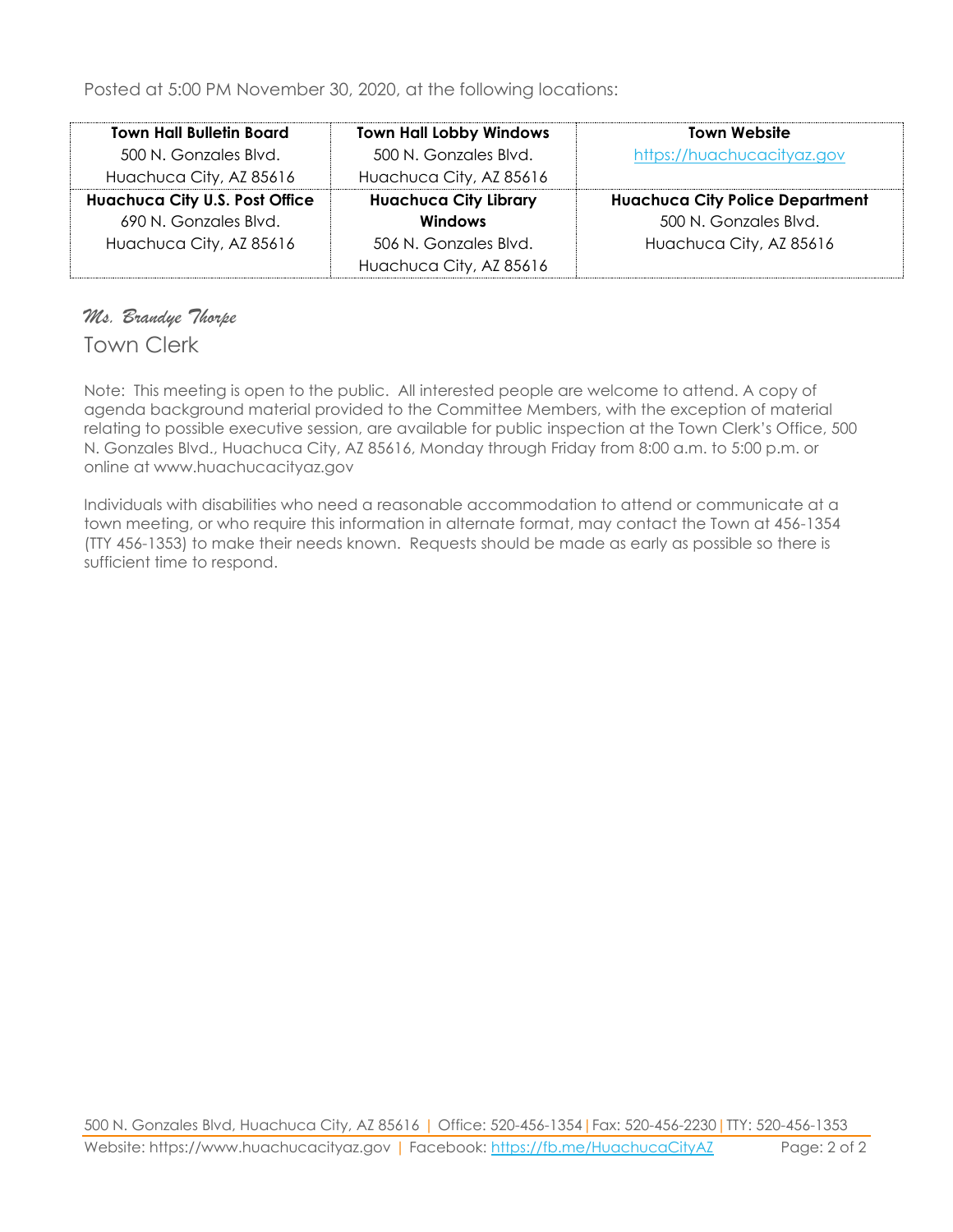Posted at 5:00 PM November 30, 2020, at the following locations:

| | | |
|---|---|---|
| **Town Hall Bulletin Board**<br>500 N. Gonzales Blvd.<br>Huachuca City, AZ 85616 | **Town Hall Lobby Windows**<br>500 N. Gonzales Blvd.<br>Huachuca City, AZ 85616 | **Town Website**<br>https://huachucacityaz.gov |
| **Huachuca City U.S. Post Office**<br>690 N. Gonzales Blvd.<br>Huachuca City, AZ 85616 | **Huachuca City Library Windows**<br>506 N. Gonzales Blvd.<br>Huachuca City, AZ 85616 | **Huachuca City Police Department**<br>500 N. Gonzales Blvd.<br>Huachuca City, AZ 85616 |

*Ms. Brandye Thorpe*
Town Clerk

Note: This meeting is open to the public. All interested people are welcome to attend. A copy of agenda background material provided to the Committee Members, with the exception of material relating to possible executive session, are available for public inspection at the Town Clerk's Office, 500 N. Gonzales Blvd., Huachuca City, AZ 85616, Monday through Friday from 8:00 a.m. to 5:00 p.m. or online at www.huachucacityaz.gov

Individuals with disabilities who need a reasonable accommodation to attend or communicate at a town meeting, or who require this information in alternate format, may contact the Town at 456-1354 (TTY 456-1353) to make their needs known. Requests should be made as early as possible so there is sufficient time to respond.